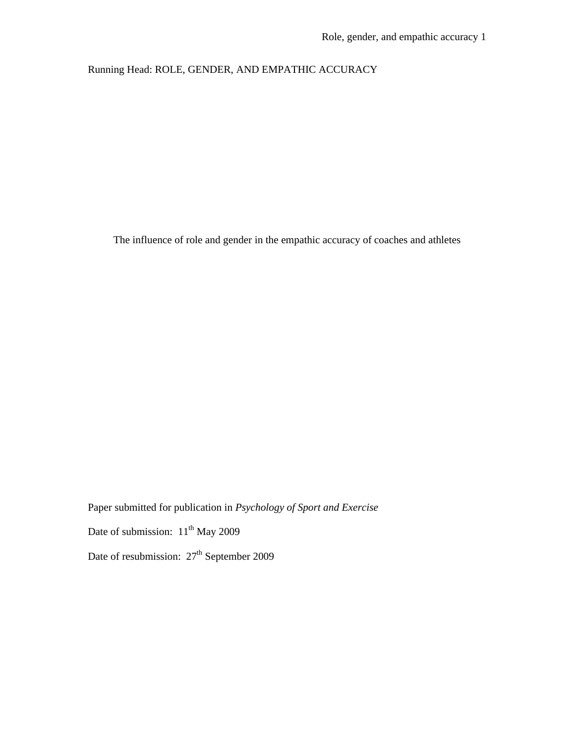Running Head: ROLE, GENDER, AND EMPATHIC ACCURACY

# The influence of role and gender in the empathic accuracy of coaches and athletes

Paper submitted for publication in *Psychology of Sport and Exercise*

Date of submission: 11th May 2009

Date of resubmission: 27th September 2009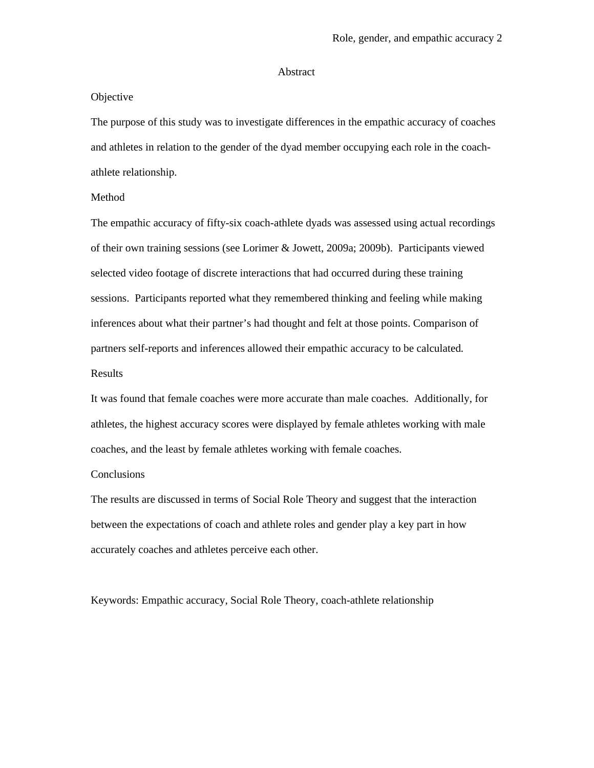## Abstract

### Objective

The purpose of this study was to investigate differences in the empathic accuracy of coaches and athletes in relation to the gender of the dyad member occupying each role in the coach-athlete relationship.

### Method

The empathic accuracy of fifty-six coach-athlete dyads was assessed using actual recordings of their own training sessions (see Lorimer & Jowett, 2009a; 2009b). Participants viewed selected video footage of discrete interactions that had occurred during these training sessions. Participants reported what they remembered thinking and feeling while making inferences about what their partner's had thought and felt at those points. Comparison of partners self-reports and inferences allowed their empathic accuracy to be calculated.

### Results

It was found that female coaches were more accurate than male coaches. Additionally, for athletes, the highest accuracy scores were displayed by female athletes working with male coaches, and the least by female athletes working with female coaches.

### Conclusions

The results are discussed in terms of Social Role Theory and suggest that the interaction between the expectations of coach and athlete roles and gender play a key part in how accurately coaches and athletes perceive each other.

Keywords: Empathic accuracy, Social Role Theory, coach-athlete relationship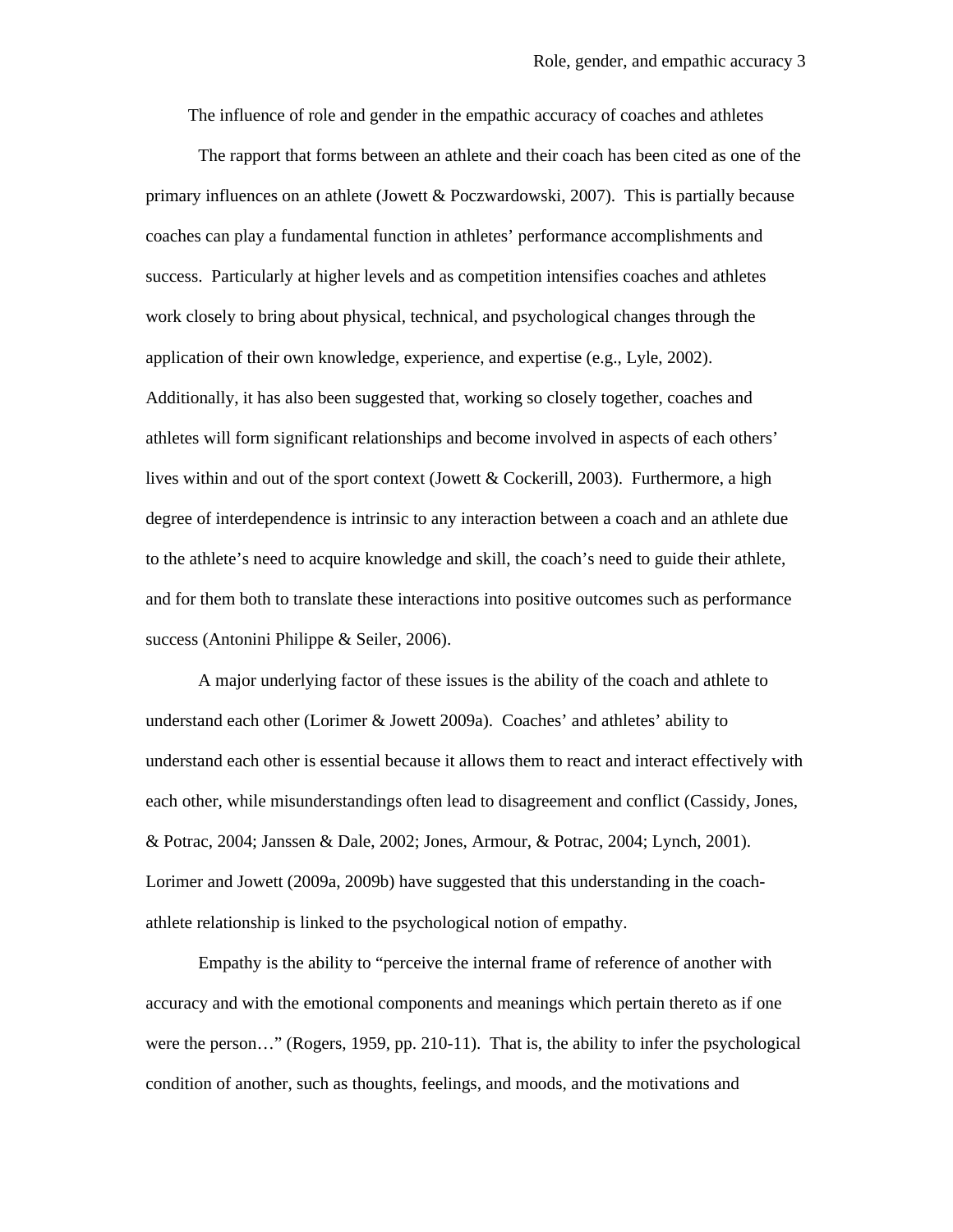# The influence of role and gender in the empathic accuracy of coaches and athletes

The rapport that forms between an athlete and their coach has been cited as one of the primary influences on an athlete (Jowett & Poczwardowski, 2007). This is partially because coaches can play a fundamental function in athletes' performance accomplishments and success. Particularly at higher levels and as competition intensifies coaches and athletes work closely to bring about physical, technical, and psychological changes through the application of their own knowledge, experience, and expertise (e.g., Lyle, 2002). Additionally, it has also been suggested that, working so closely together, coaches and athletes will form significant relationships and become involved in aspects of each others' lives within and out of the sport context (Jowett & Cockerill, 2003). Furthermore, a high degree of interdependence is intrinsic to any interaction between a coach and an athlete due to the athlete's need to acquire knowledge and skill, the coach's need to guide their athlete, and for them both to translate these interactions into positive outcomes such as performance success (Antonini Philippe & Seiler, 2006).

A major underlying factor of these issues is the ability of the coach and athlete to understand each other (Lorimer & Jowett 2009a). Coaches' and athletes' ability to understand each other is essential because it allows them to react and interact effectively with each other, while misunderstandings often lead to disagreement and conflict (Cassidy, Jones, & Potrac, 2004; Janssen & Dale, 2002; Jones, Armour, & Potrac, 2004; Lynch, 2001). Lorimer and Jowett (2009a, 2009b) have suggested that this understanding in the coach-athlete relationship is linked to the psychological notion of empathy.

Empathy is the ability to "perceive the internal frame of reference of another with accuracy and with the emotional components and meanings which pertain thereto as if one were the person…" (Rogers, 1959, pp. 210-11). That is, the ability to infer the psychological condition of another, such as thoughts, feelings, and moods, and the motivations and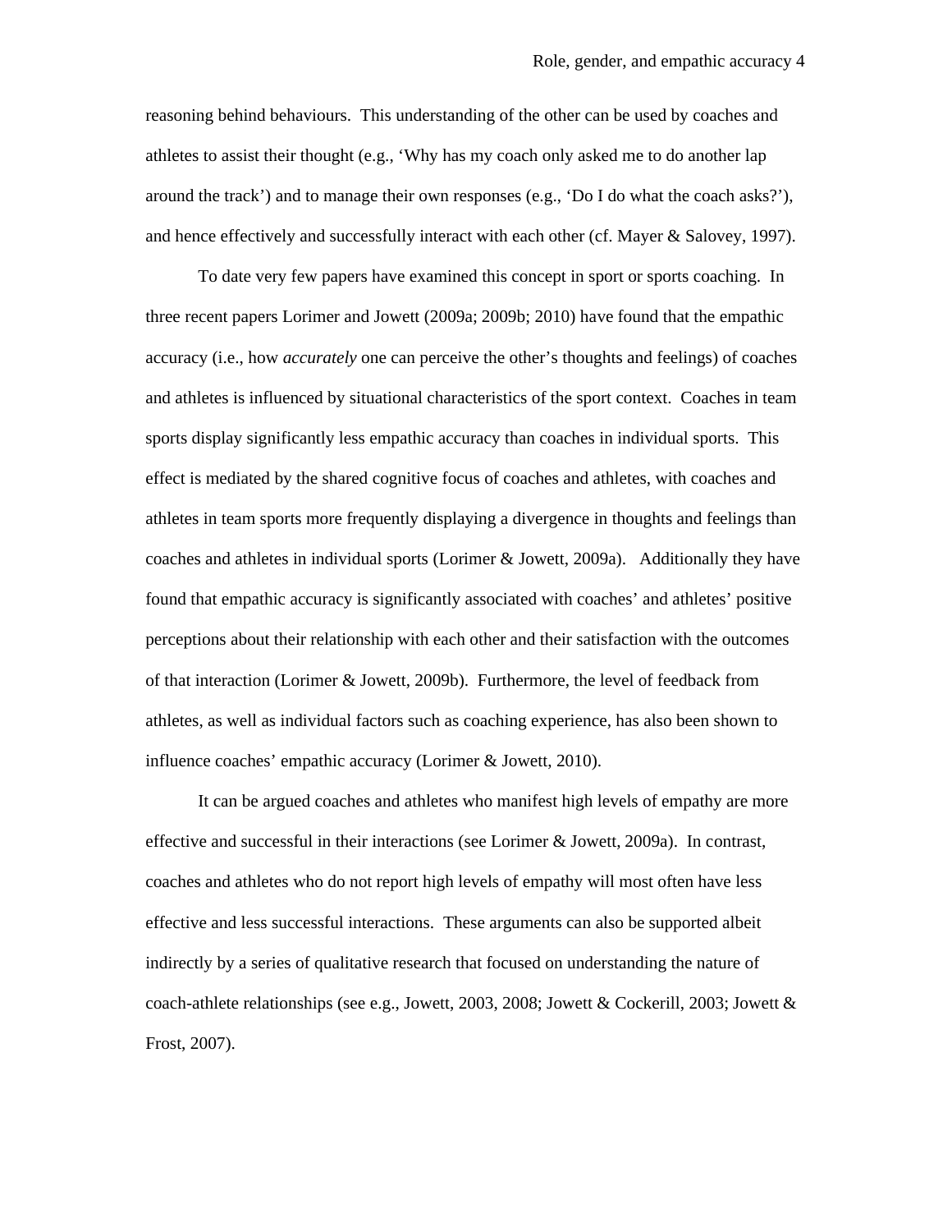reasoning behind behaviours. This understanding of the other can be used by coaches and athletes to assist their thought (e.g., 'Why has my coach only asked me to do another lap around the track') and to manage their own responses (e.g., 'Do I do what the coach asks?'), and hence effectively and successfully interact with each other (cf. Mayer & Salovey, 1997).

To date very few papers have examined this concept in sport or sports coaching. In three recent papers Lorimer and Jowett (2009a; 2009b; 2010) have found that the empathic accuracy (i.e., how *accurately* one can perceive the other's thoughts and feelings) of coaches and athletes is influenced by situational characteristics of the sport context. Coaches in team sports display significantly less empathic accuracy than coaches in individual sports. This effect is mediated by the shared cognitive focus of coaches and athletes, with coaches and athletes in team sports more frequently displaying a divergence in thoughts and feelings than coaches and athletes in individual sports (Lorimer & Jowett, 2009a). Additionally they have found that empathic accuracy is significantly associated with coaches' and athletes' positive perceptions about their relationship with each other and their satisfaction with the outcomes of that interaction (Lorimer & Jowett, 2009b). Furthermore, the level of feedback from athletes, as well as individual factors such as coaching experience, has also been shown to influence coaches' empathic accuracy (Lorimer & Jowett, 2010).

It can be argued coaches and athletes who manifest high levels of empathy are more effective and successful in their interactions (see Lorimer & Jowett, 2009a). In contrast, coaches and athletes who do not report high levels of empathy will most often have less effective and less successful interactions. These arguments can also be supported albeit indirectly by a series of qualitative research that focused on understanding the nature of coach-athlete relationships (see e.g., Jowett, 2003, 2008; Jowett & Cockerill, 2003; Jowett & Frost, 2007).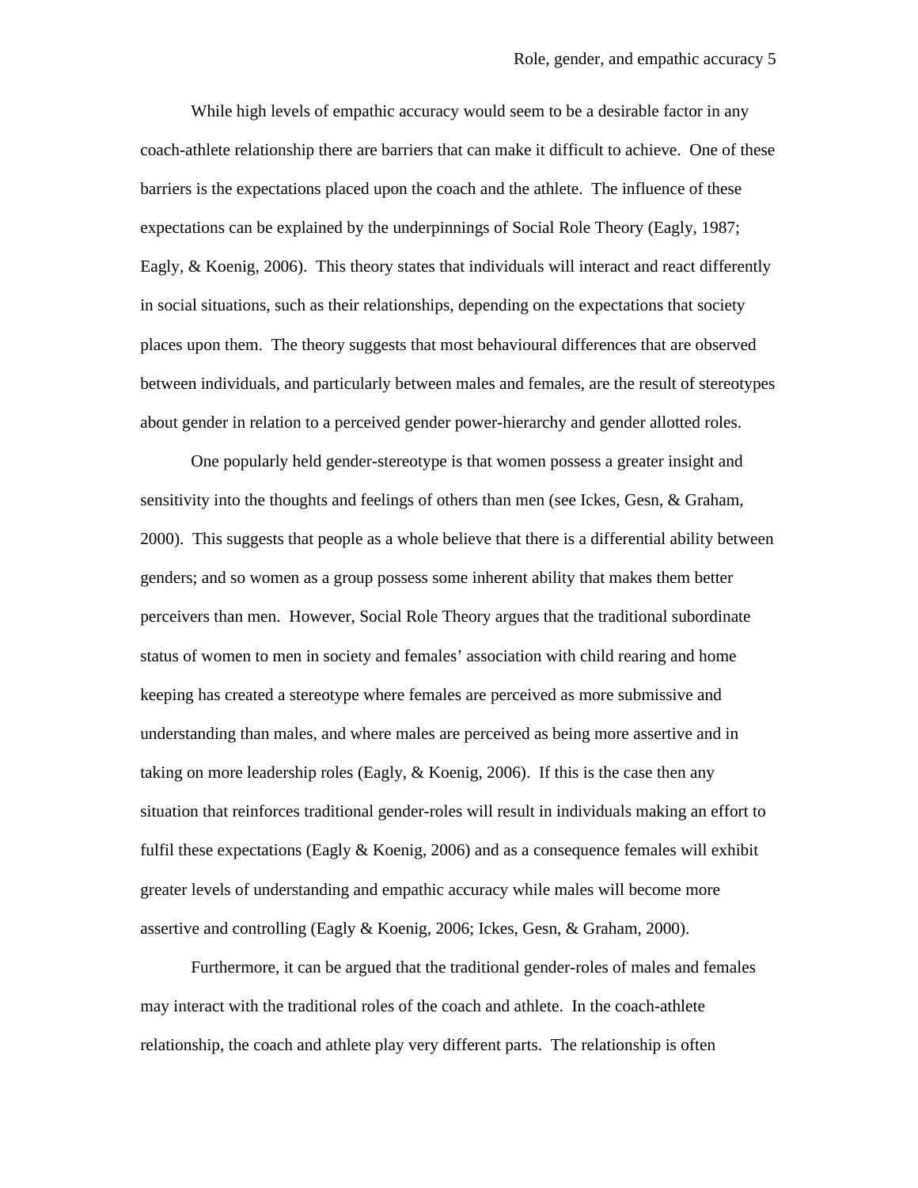While high levels of empathic accuracy would seem to be a desirable factor in any coach-athlete relationship there are barriers that can make it difficult to achieve. One of these barriers is the expectations placed upon the coach and the athlete. The influence of these expectations can be explained by the underpinnings of Social Role Theory (Eagly, 1987; Eagly, & Koenig, 2006). This theory states that individuals will interact and react differently in social situations, such as their relationships, depending on the expectations that society places upon them. The theory suggests that most behavioural differences that are observed between individuals, and particularly between males and females, are the result of stereotypes about gender in relation to a perceived gender power-hierarchy and gender allotted roles.

One popularly held gender-stereotype is that women possess a greater insight and sensitivity into the thoughts and feelings of others than men (see Ickes, Gesn, & Graham, 2000). This suggests that people as a whole believe that there is a differential ability between genders; and so women as a group possess some inherent ability that makes them better perceivers than men. However, Social Role Theory argues that the traditional subordinate status of women to men in society and females' association with child rearing and home keeping has created a stereotype where females are perceived as more submissive and understanding than males, and where males are perceived as being more assertive and in taking on more leadership roles (Eagly, & Koenig, 2006). If this is the case then any situation that reinforces traditional gender-roles will result in individuals making an effort to fulfil these expectations (Eagly & Koenig, 2006) and as a consequence females will exhibit greater levels of understanding and empathic accuracy while males will become more assertive and controlling (Eagly & Koenig, 2006; Ickes, Gesn, & Graham, 2000).

Furthermore, it can be argued that the traditional gender-roles of males and females may interact with the traditional roles of the coach and athlete. In the coach-athlete relationship, the coach and athlete play very different parts. The relationship is often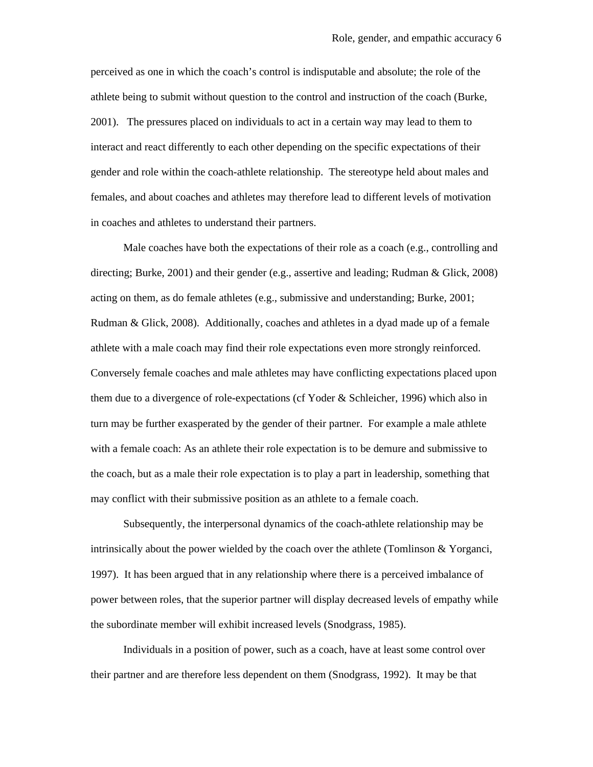perceived as one in which the coach's control is indisputable and absolute; the role of the athlete being to submit without question to the control and instruction of the coach (Burke, 2001). The pressures placed on individuals to act in a certain way may lead to them to interact and react differently to each other depending on the specific expectations of their gender and role within the coach-athlete relationship. The stereotype held about males and females, and about coaches and athletes may therefore lead to different levels of motivation in coaches and athletes to understand their partners.

Male coaches have both the expectations of their role as a coach (e.g., controlling and directing; Burke, 2001) and their gender (e.g., assertive and leading; Rudman & Glick, 2008) acting on them, as do female athletes (e.g., submissive and understanding; Burke, 2001; Rudman & Glick, 2008). Additionally, coaches and athletes in a dyad made up of a female athlete with a male coach may find their role expectations even more strongly reinforced. Conversely female coaches and male athletes may have conflicting expectations placed upon them due to a divergence of role-expectations (cf Yoder & Schleicher, 1996) which also in turn may be further exasperated by the gender of their partner. For example a male athlete with a female coach: As an athlete their role expectation is to be demure and submissive to the coach, but as a male their role expectation is to play a part in leadership, something that may conflict with their submissive position as an athlete to a female coach.

Subsequently, the interpersonal dynamics of the coach-athlete relationship may be intrinsically about the power wielded by the coach over the athlete (Tomlinson & Yorganci, 1997). It has been argued that in any relationship where there is a perceived imbalance of power between roles, that the superior partner will display decreased levels of empathy while the subordinate member will exhibit increased levels (Snodgrass, 1985).

Individuals in a position of power, such as a coach, have at least some control over their partner and are therefore less dependent on them (Snodgrass, 1992). It may be that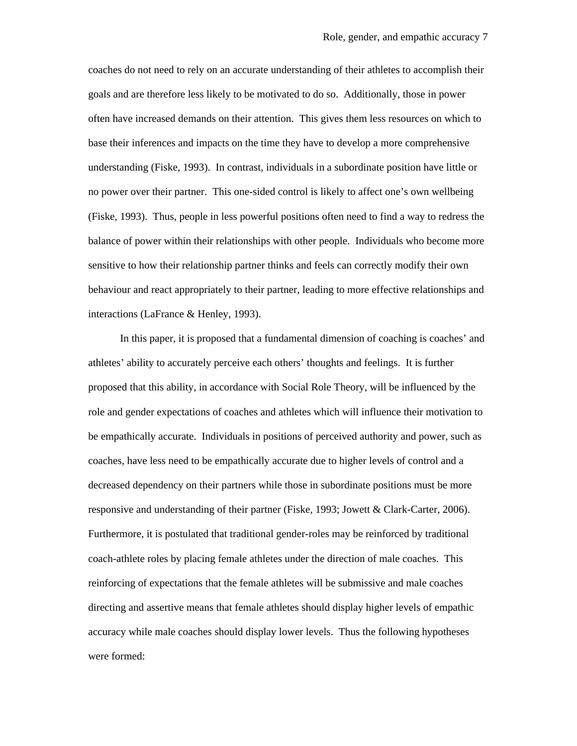coaches do not need to rely on an accurate understanding of their athletes to accomplish their goals and are therefore less likely to be motivated to do so. Additionally, those in power often have increased demands on their attention. This gives them less resources on which to base their inferences and impacts on the time they have to develop a more comprehensive understanding (Fiske, 1993). In contrast, individuals in a subordinate position have little or no power over their partner. This one-sided control is likely to affect one's own wellbeing (Fiske, 1993). Thus, people in less powerful positions often need to find a way to redress the balance of power within their relationships with other people. Individuals who become more sensitive to how their relationship partner thinks and feels can correctly modify their own behaviour and react appropriately to their partner, leading to more effective relationships and interactions (LaFrance & Henley, 1993).

In this paper, it is proposed that a fundamental dimension of coaching is coaches' and athletes' ability to accurately perceive each others' thoughts and feelings. It is further proposed that this ability, in accordance with Social Role Theory, will be influenced by the role and gender expectations of coaches and athletes which will influence their motivation to be empathically accurate. Individuals in positions of perceived authority and power, such as coaches, have less need to be empathically accurate due to higher levels of control and a decreased dependency on their partners while those in subordinate positions must be more responsive and understanding of their partner (Fiske, 1993; Jowett & Clark-Carter, 2006). Furthermore, it is postulated that traditional gender-roles may be reinforced by traditional coach-athlete roles by placing female athletes under the direction of male coaches. This reinforcing of expectations that the female athletes will be submissive and male coaches directing and assertive means that female athletes should display higher levels of empathic accuracy while male coaches should display lower levels. Thus the following hypotheses were formed: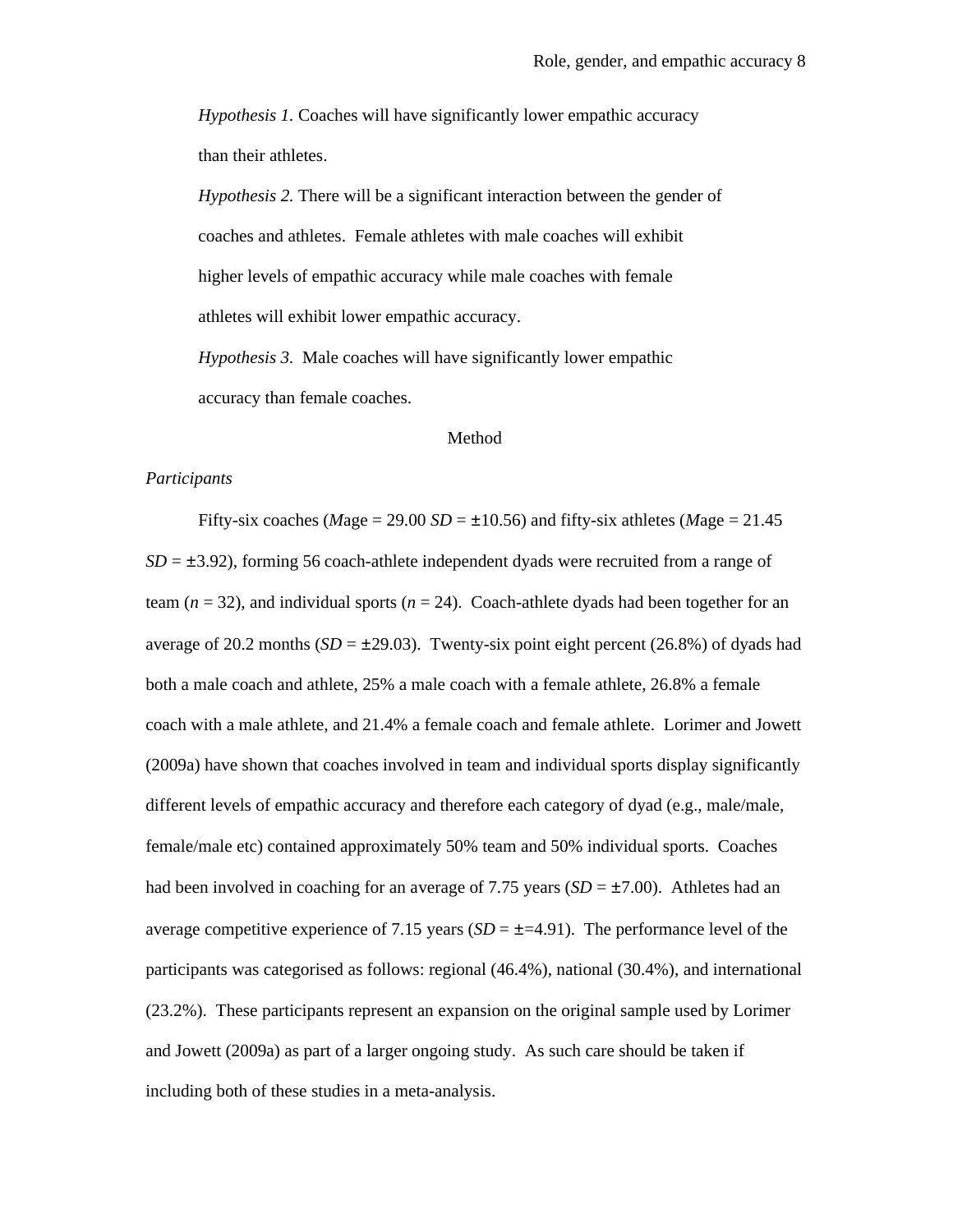*Hypothesis 1.* Coaches will have significantly lower empathic accuracy than their athletes.

*Hypothesis 2.* There will be a significant interaction between the gender of coaches and athletes. Female athletes with male coaches will exhibit higher levels of empathic accuracy while male coaches with female athletes will exhibit lower empathic accuracy.

*Hypothesis 3.* Male coaches will have significantly lower empathic accuracy than female coaches.

# Method

### *Participants*

Fifty-six coaches (*M*age = 29.00 *SD* = ±10.56) and fifty-six athletes (*M*age = 21.45 *SD* = ±3.92), forming 56 coach-athlete independent dyads were recruited from a range of team (*n* = 32), and individual sports (*n* = 24). Coach-athlete dyads had been together for an average of 20.2 months (*SD* = ±29.03). Twenty-six point eight percent (26.8%) of dyads had both a male coach and athlete, 25% a male coach with a female athlete, 26.8% a female coach with a male athlete, and 21.4% a female coach and female athlete. Lorimer and Jowett (2009a) have shown that coaches involved in team and individual sports display significantly different levels of empathic accuracy and therefore each category of dyad (e.g., male/male, female/male etc) contained approximately 50% team and 50% individual sports. Coaches had been involved in coaching for an average of 7.75 years (*SD* = ±7.00). Athletes had an average competitive experience of 7.15 years (*SD* = ±=4.91). The performance level of the participants was categorised as follows: regional (46.4%), national (30.4%), and international (23.2%). These participants represent an expansion on the original sample used by Lorimer and Jowett (2009a) as part of a larger ongoing study. As such care should be taken if including both of these studies in a meta-analysis.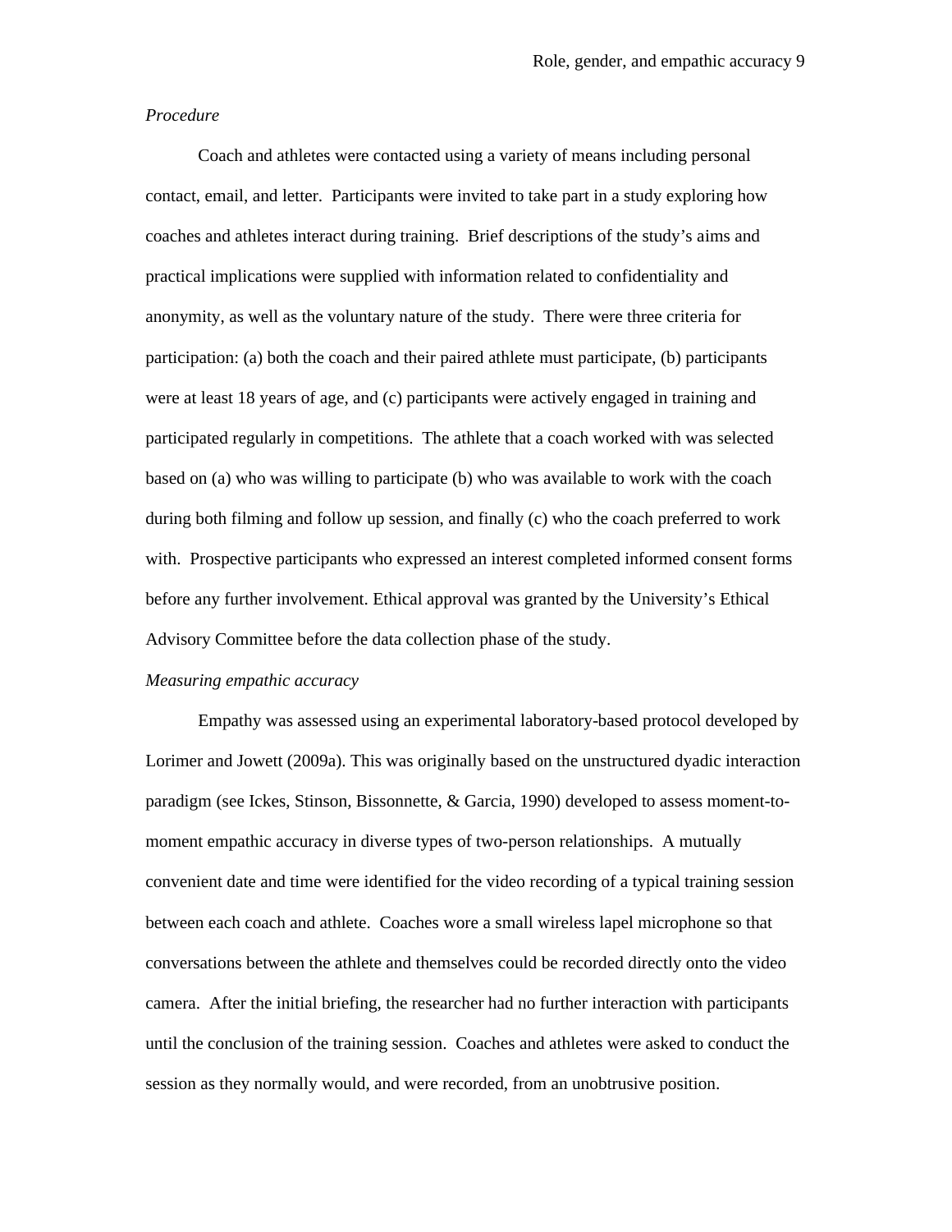*Procedure*

Coach and athletes were contacted using a variety of means including personal contact, email, and letter. Participants were invited to take part in a study exploring how coaches and athletes interact during training. Brief descriptions of the study's aims and practical implications were supplied with information related to confidentiality and anonymity, as well as the voluntary nature of the study. There were three criteria for participation: (a) both the coach and their paired athlete must participate, (b) participants were at least 18 years of age, and (c) participants were actively engaged in training and participated regularly in competitions. The athlete that a coach worked with was selected based on (a) who was willing to participate (b) who was available to work with the coach during both filming and follow up session, and finally (c) who the coach preferred to work with. Prospective participants who expressed an interest completed informed consent forms before any further involvement. Ethical approval was granted by the University's Ethical Advisory Committee before the data collection phase of the study.

*Measuring empathic accuracy*

Empathy was assessed using an experimental laboratory-based protocol developed by Lorimer and Jowett (2009a). This was originally based on the unstructured dyadic interaction paradigm (see Ickes, Stinson, Bissonnette, & Garcia, 1990) developed to assess moment-to-moment empathic accuracy in diverse types of two-person relationships. A mutually convenient date and time were identified for the video recording of a typical training session between each coach and athlete. Coaches wore a small wireless lapel microphone so that conversations between the athlete and themselves could be recorded directly onto the video camera. After the initial briefing, the researcher had no further interaction with participants until the conclusion of the training session. Coaches and athletes were asked to conduct the session as they normally would, and were recorded, from an unobtrusive position.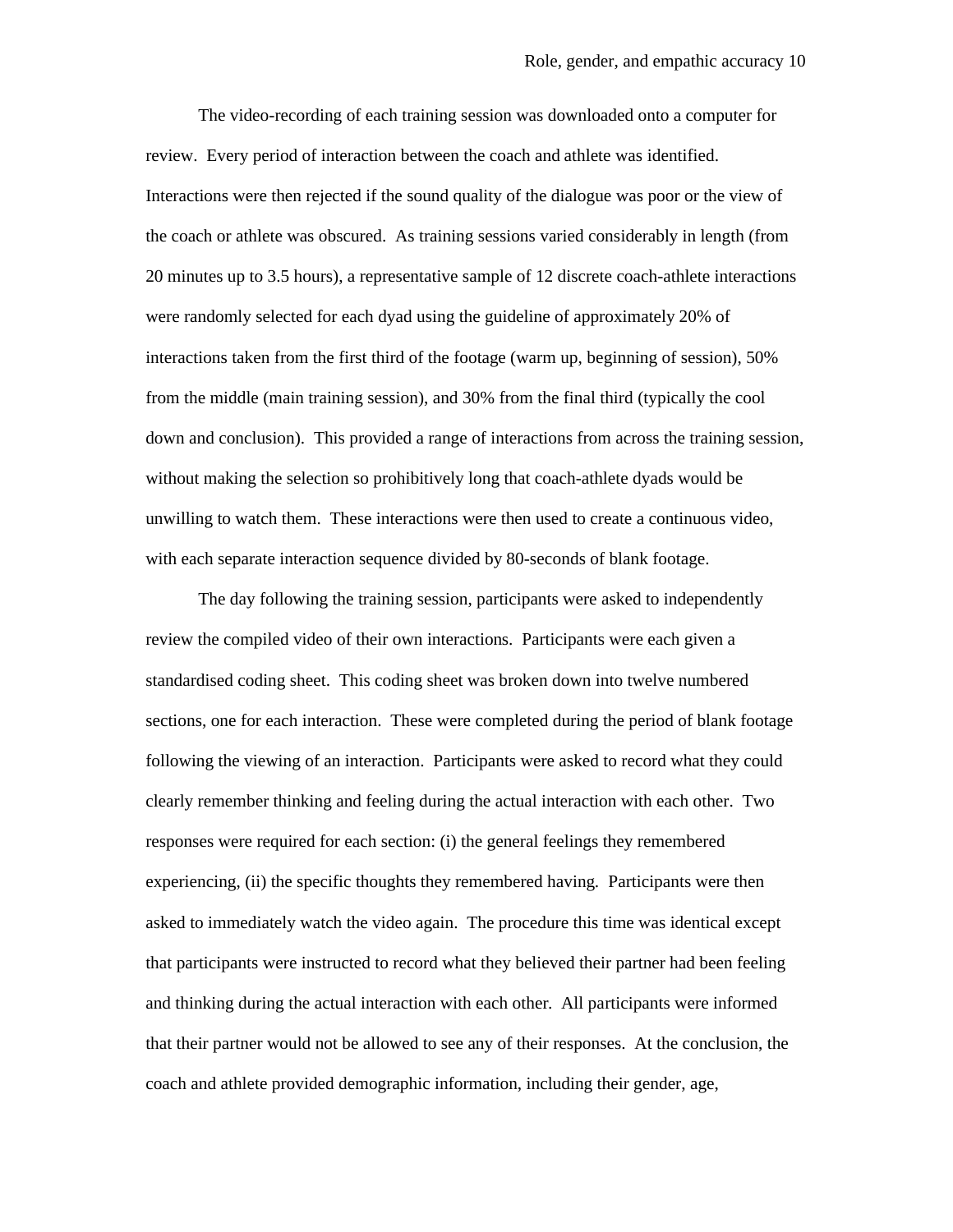The video-recording of each training session was downloaded onto a computer for review. Every period of interaction between the coach and athlete was identified. Interactions were then rejected if the sound quality of the dialogue was poor or the view of the coach or athlete was obscured. As training sessions varied considerably in length (from 20 minutes up to 3.5 hours), a representative sample of 12 discrete coach-athlete interactions were randomly selected for each dyad using the guideline of approximately 20% of interactions taken from the first third of the footage (warm up, beginning of session), 50% from the middle (main training session), and 30% from the final third (typically the cool down and conclusion). This provided a range of interactions from across the training session, without making the selection so prohibitively long that coach-athlete dyads would be unwilling to watch them. These interactions were then used to create a continuous video, with each separate interaction sequence divided by 80-seconds of blank footage.

The day following the training session, participants were asked to independently review the compiled video of their own interactions. Participants were each given a standardised coding sheet. This coding sheet was broken down into twelve numbered sections, one for each interaction. These were completed during the period of blank footage following the viewing of an interaction. Participants were asked to record what they could clearly remember thinking and feeling during the actual interaction with each other. Two responses were required for each section: (i) the general feelings they remembered experiencing, (ii) the specific thoughts they remembered having. Participants were then asked to immediately watch the video again. The procedure this time was identical except that participants were instructed to record what they believed their partner had been feeling and thinking during the actual interaction with each other. All participants were informed that their partner would not be allowed to see any of their responses. At the conclusion, the coach and athlete provided demographic information, including their gender, age,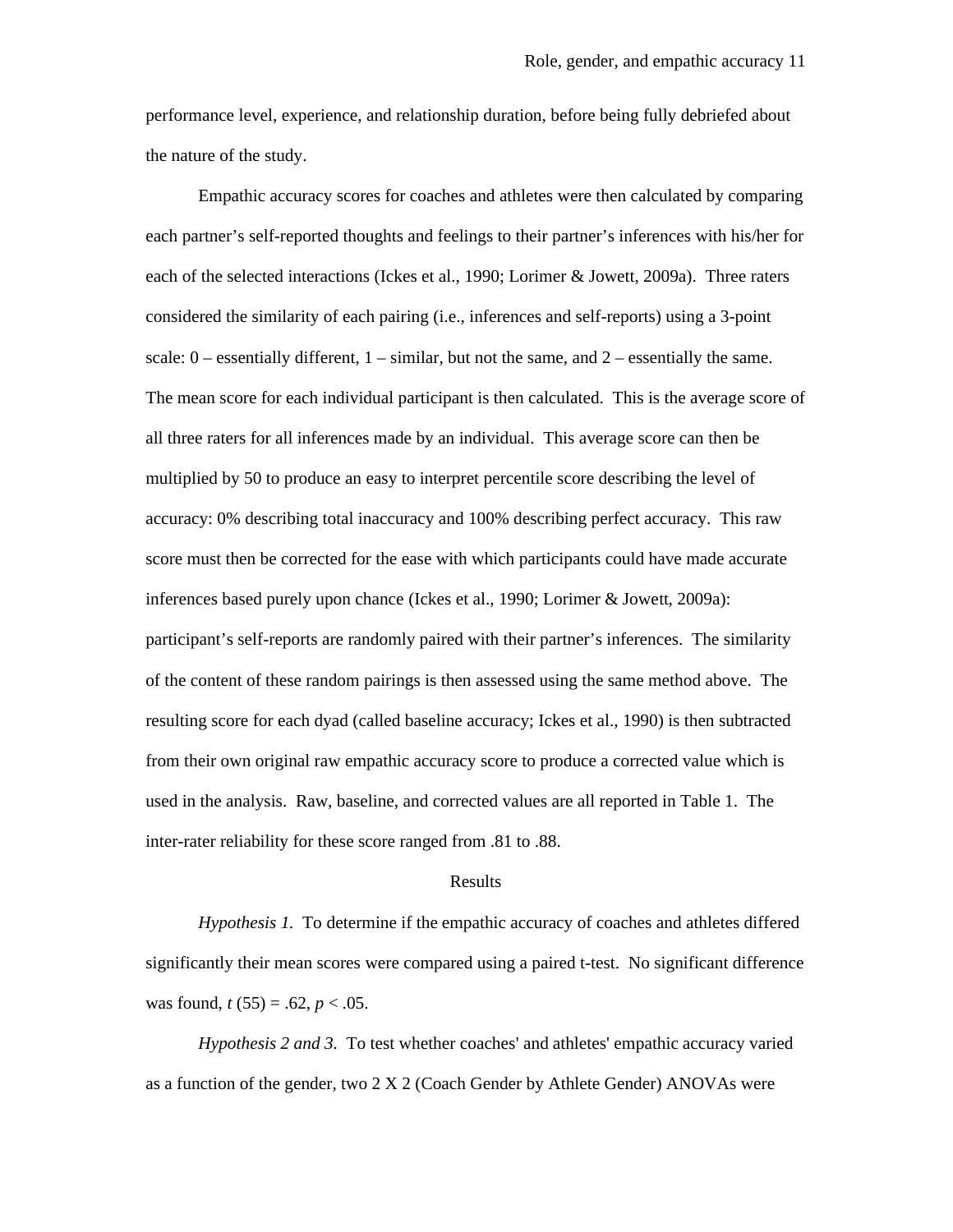performance level, experience, and relationship duration, before being fully debriefed about the nature of the study.

Empathic accuracy scores for coaches and athletes were then calculated by comparing each partner's self-reported thoughts and feelings to their partner's inferences with his/her for each of the selected interactions (Ickes et al., 1990; Lorimer & Jowett, 2009a). Three raters considered the similarity of each pairing (i.e., inferences and self-reports) using a 3-point scale: 0 – essentially different, 1 – similar, but not the same, and 2 – essentially the same. The mean score for each individual participant is then calculated. This is the average score of all three raters for all inferences made by an individual. This average score can then be multiplied by 50 to produce an easy to interpret percentile score describing the level of accuracy: 0% describing total inaccuracy and 100% describing perfect accuracy. This raw score must then be corrected for the ease with which participants could have made accurate inferences based purely upon chance (Ickes et al., 1990; Lorimer & Jowett, 2009a): participant's self-reports are randomly paired with their partner's inferences. The similarity of the content of these random pairings is then assessed using the same method above. The resulting score for each dyad (called baseline accuracy; Ickes et al., 1990) is then subtracted from their own original raw empathic accuracy score to produce a corrected value which is used in the analysis. Raw, baseline, and corrected values are all reported in Table 1. The inter-rater reliability for these score ranged from .81 to .88.

## Results

*Hypothesis 1.* To determine if the empathic accuracy of coaches and athletes differed significantly their mean scores were compared using a paired t-test. No significant difference was found, $t\ (55) = .62$, $p < .05$.

*Hypothesis 2 and 3.* To test whether coaches' and athletes' empathic accuracy varied as a function of the gender, two 2 X 2 (Coach Gender by Athlete Gender) ANOVAs were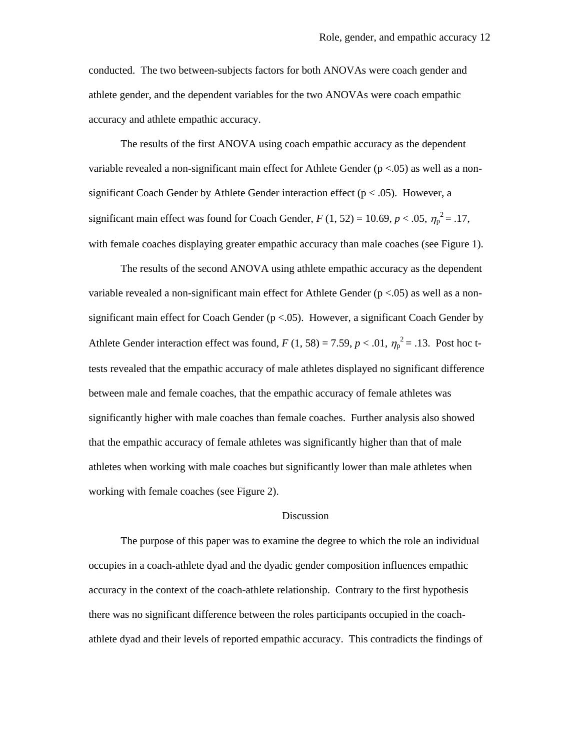conducted. The two between-subjects factors for both ANOVAs were coach gender and athlete gender, and the dependent variables for the two ANOVAs were coach empathic accuracy and athlete empathic accuracy.

The results of the first ANOVA using coach empathic accuracy as the dependent variable revealed a non-significant main effect for Athlete Gender ($p < .05$) as well as a non-significant Coach Gender by Athlete Gender interaction effect ($p < .05$). However, a significant main effect was found for Coach Gender, $F\ (1, 52) = 10.69$, $p < .05$, $\eta_p^2 = .17$, with female coaches displaying greater empathic accuracy than male coaches (see Figure 1).

The results of the second ANOVA using athlete empathic accuracy as the dependent variable revealed a non-significant main effect for Athlete Gender ($p < .05$) as well as a non-significant main effect for Coach Gender ($p < .05$). However, a significant Coach Gender by Athlete Gender interaction effect was found, $F\ (1, 58) = 7.59$, $p < .01$, $\eta_p^2 = .13$. Post hoc t-tests revealed that the empathic accuracy of male athletes displayed no significant difference between male and female coaches, that the empathic accuracy of female athletes was significantly higher with male coaches than female coaches. Further analysis also showed that the empathic accuracy of female athletes was significantly higher than that of male athletes when working with male coaches but significantly lower than male athletes when working with female coaches (see Figure 2).

## Discussion

The purpose of this paper was to examine the degree to which the role an individual occupies in a coach-athlete dyad and the dyadic gender composition influences empathic accuracy in the context of the coach-athlete relationship. Contrary to the first hypothesis there was no significant difference between the roles participants occupied in the coach-athlete dyad and their levels of reported empathic accuracy. This contradicts the findings of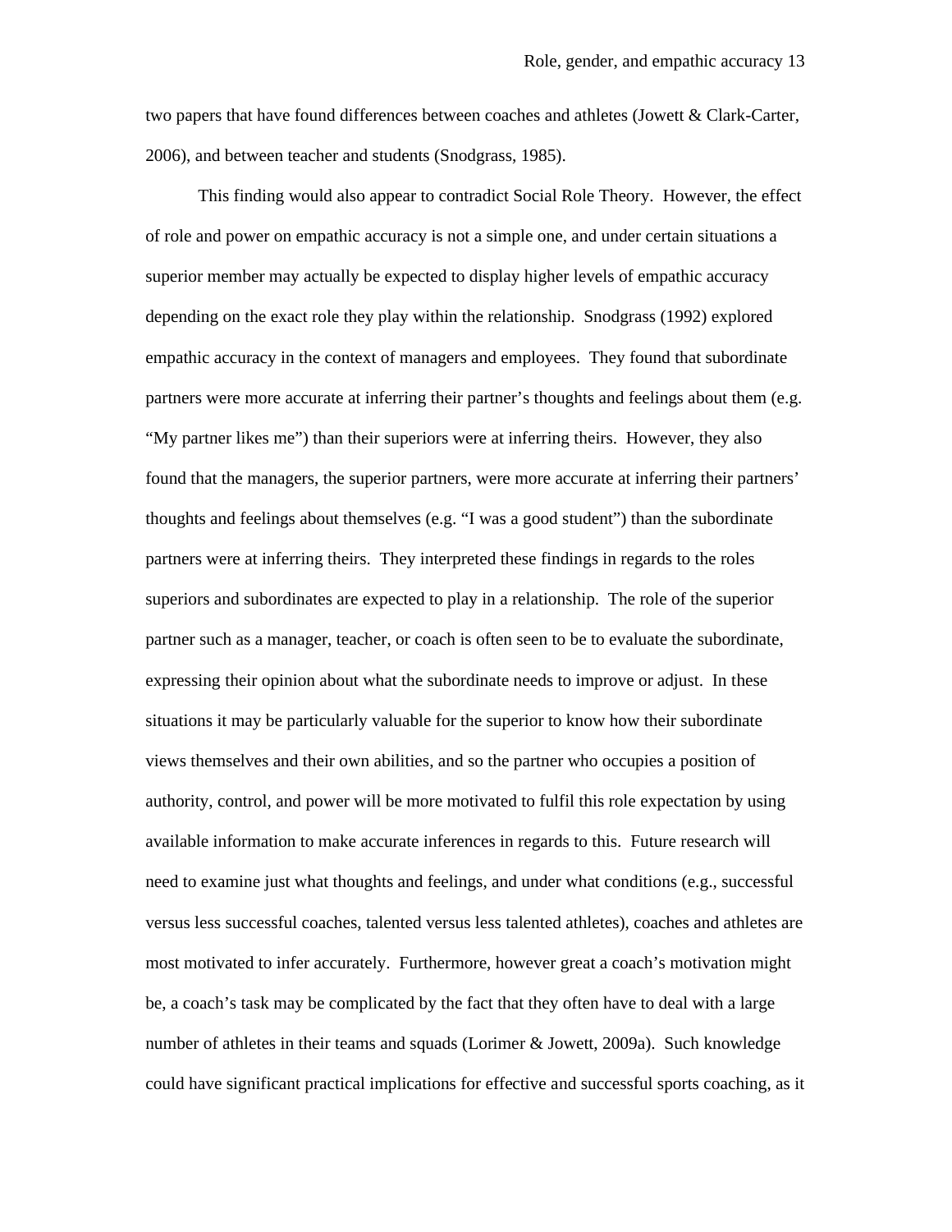two papers that have found differences between coaches and athletes (Jowett & Clark-Carter, 2006), and between teacher and students (Snodgrass, 1985).

This finding would also appear to contradict Social Role Theory. However, the effect of role and power on empathic accuracy is not a simple one, and under certain situations a superior member may actually be expected to display higher levels of empathic accuracy depending on the exact role they play within the relationship. Snodgrass (1992) explored empathic accuracy in the context of managers and employees. They found that subordinate partners were more accurate at inferring their partner's thoughts and feelings about them (e.g. "My partner likes me") than their superiors were at inferring theirs. However, they also found that the managers, the superior partners, were more accurate at inferring their partners' thoughts and feelings about themselves (e.g. "I was a good student") than the subordinate partners were at inferring theirs. They interpreted these findings in regards to the roles superiors and subordinates are expected to play in a relationship. The role of the superior partner such as a manager, teacher, or coach is often seen to be to evaluate the subordinate, expressing their opinion about what the subordinate needs to improve or adjust. In these situations it may be particularly valuable for the superior to know how their subordinate views themselves and their own abilities, and so the partner who occupies a position of authority, control, and power will be more motivated to fulfil this role expectation by using available information to make accurate inferences in regards to this. Future research will need to examine just what thoughts and feelings, and under what conditions (e.g., successful versus less successful coaches, talented versus less talented athletes), coaches and athletes are most motivated to infer accurately. Furthermore, however great a coach's motivation might be, a coach's task may be complicated by the fact that they often have to deal with a large number of athletes in their teams and squads (Lorimer & Jowett, 2009a). Such knowledge could have significant practical implications for effective and successful sports coaching, as it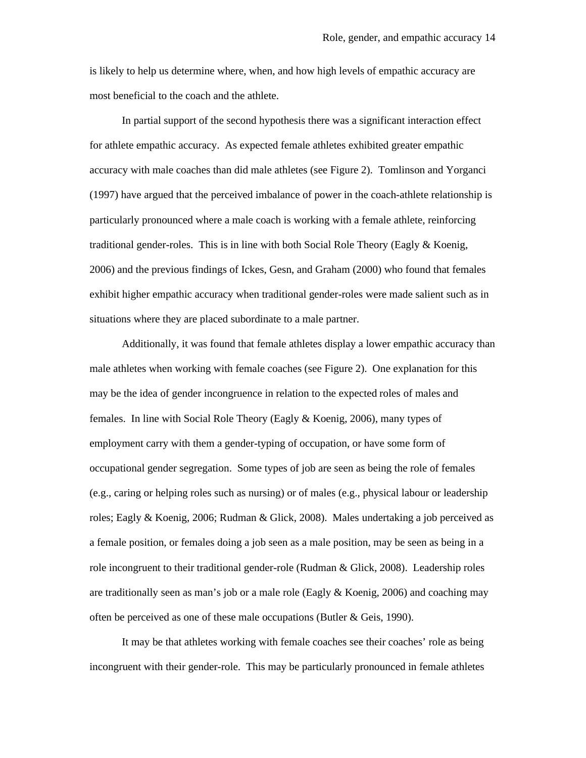is likely to help us determine where, when, and how high levels of empathic accuracy are most beneficial to the coach and the athlete.

In partial support of the second hypothesis there was a significant interaction effect for athlete empathic accuracy. As expected female athletes exhibited greater empathic accuracy with male coaches than did male athletes (see Figure 2). Tomlinson and Yorganci (1997) have argued that the perceived imbalance of power in the coach-athlete relationship is particularly pronounced where a male coach is working with a female athlete, reinforcing traditional gender-roles. This is in line with both Social Role Theory (Eagly & Koenig, 2006) and the previous findings of Ickes, Gesn, and Graham (2000) who found that females exhibit higher empathic accuracy when traditional gender-roles were made salient such as in situations where they are placed subordinate to a male partner.

Additionally, it was found that female athletes display a lower empathic accuracy than male athletes when working with female coaches (see Figure 2). One explanation for this may be the idea of gender incongruence in relation to the expected roles of males and females. In line with Social Role Theory (Eagly & Koenig, 2006), many types of employment carry with them a gender-typing of occupation, or have some form of occupational gender segregation. Some types of job are seen as being the role of females (e.g., caring or helping roles such as nursing) or of males (e.g., physical labour or leadership roles; Eagly & Koenig, 2006; Rudman & Glick, 2008). Males undertaking a job perceived as a female position, or females doing a job seen as a male position, may be seen as being in a role incongruent to their traditional gender-role (Rudman & Glick, 2008). Leadership roles are traditionally seen as man's job or a male role (Eagly & Koenig, 2006) and coaching may often be perceived as one of these male occupations (Butler & Geis, 1990).

It may be that athletes working with female coaches see their coaches' role as being incongruent with their gender-role. This may be particularly pronounced in female athletes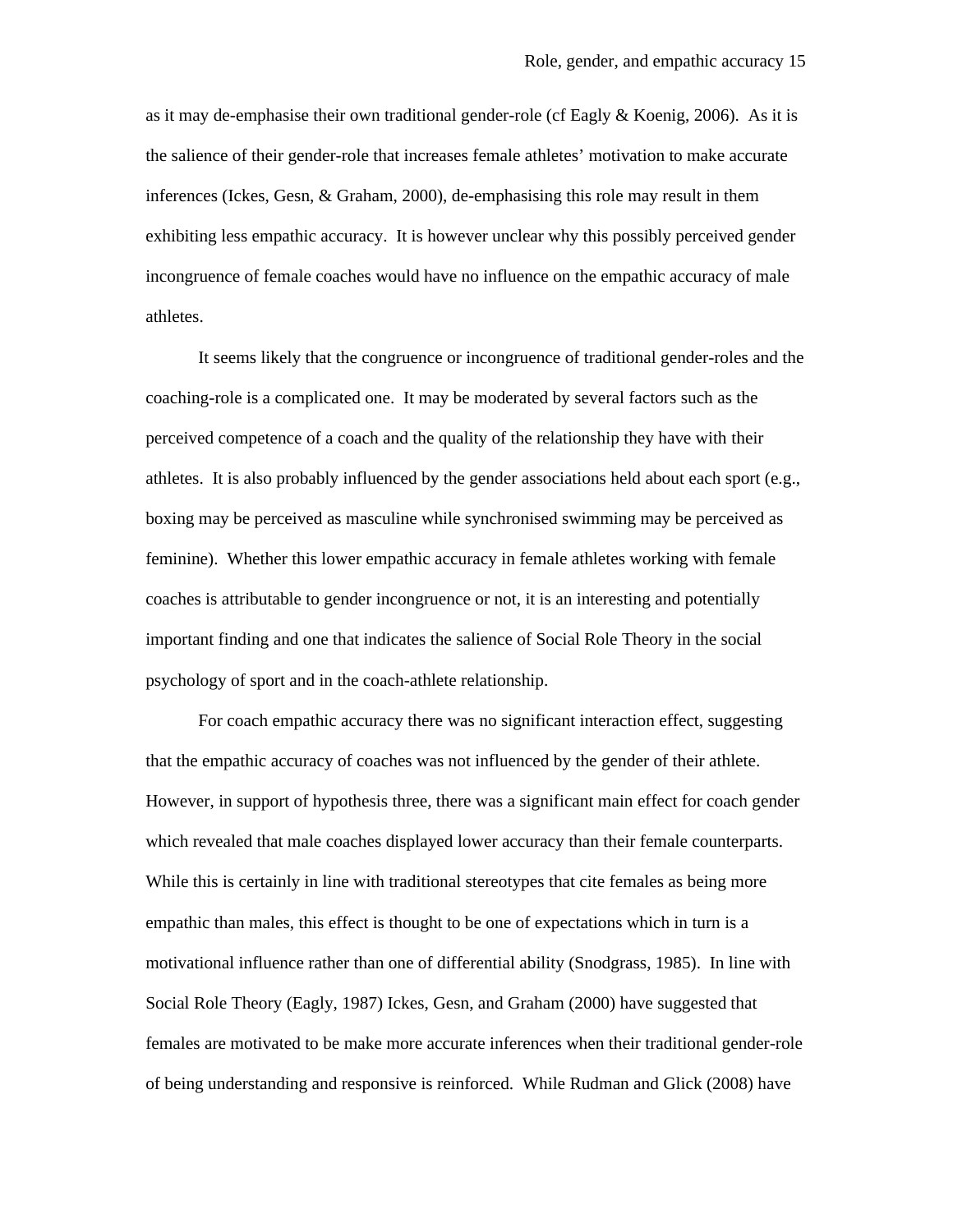as it may de-emphasise their own traditional gender-role (cf Eagly & Koenig, 2006). As it is the salience of their gender-role that increases female athletes' motivation to make accurate inferences (Ickes, Gesn, & Graham, 2000), de-emphasising this role may result in them exhibiting less empathic accuracy. It is however unclear why this possibly perceived gender incongruence of female coaches would have no influence on the empathic accuracy of male athletes.

It seems likely that the congruence or incongruence of traditional gender-roles and the coaching-role is a complicated one. It may be moderated by several factors such as the perceived competence of a coach and the quality of the relationship they have with their athletes. It is also probably influenced by the gender associations held about each sport (e.g., boxing may be perceived as masculine while synchronised swimming may be perceived as feminine). Whether this lower empathic accuracy in female athletes working with female coaches is attributable to gender incongruence or not, it is an interesting and potentially important finding and one that indicates the salience of Social Role Theory in the social psychology of sport and in the coach-athlete relationship.

For coach empathic accuracy there was no significant interaction effect, suggesting that the empathic accuracy of coaches was not influenced by the gender of their athlete. However, in support of hypothesis three, there was a significant main effect for coach gender which revealed that male coaches displayed lower accuracy than their female counterparts. While this is certainly in line with traditional stereotypes that cite females as being more empathic than males, this effect is thought to be one of expectations which in turn is a motivational influence rather than one of differential ability (Snodgrass, 1985). In line with Social Role Theory (Eagly, 1987) Ickes, Gesn, and Graham (2000) have suggested that females are motivated to be make more accurate inferences when their traditional gender-role of being understanding and responsive is reinforced. While Rudman and Glick (2008) have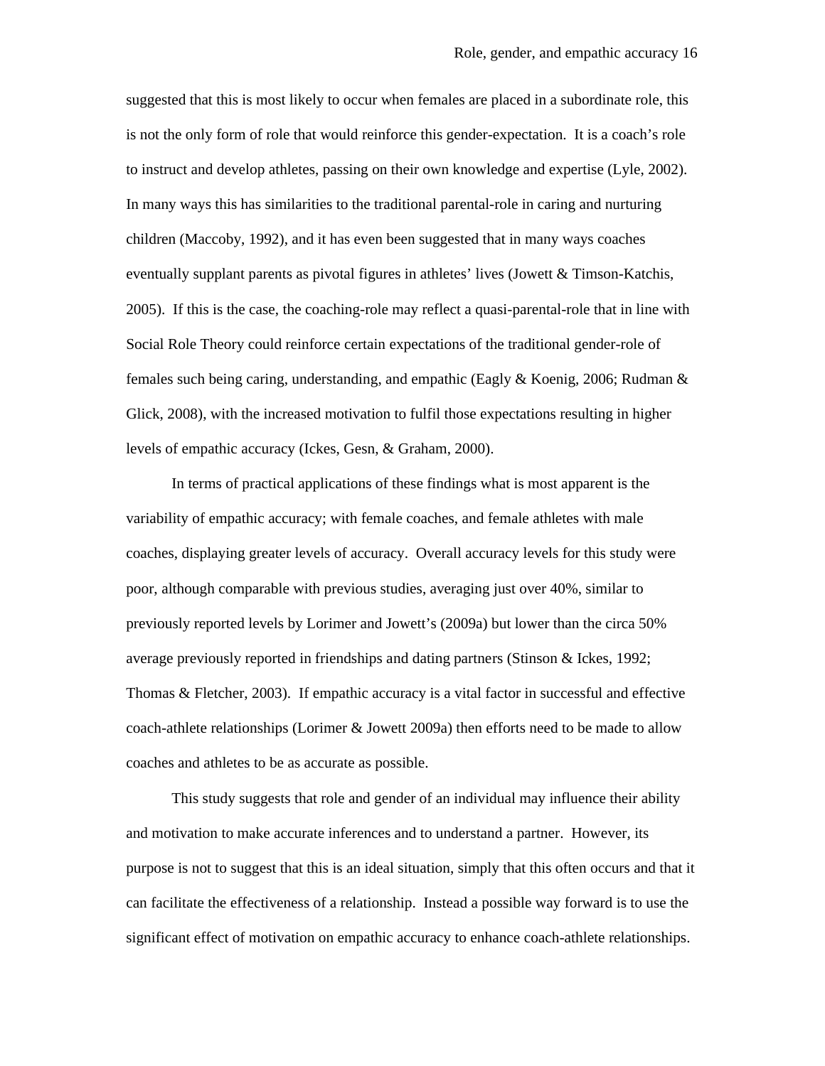suggested that this is most likely to occur when females are placed in a subordinate role, this is not the only form of role that would reinforce this gender-expectation. It is a coach's role to instruct and develop athletes, passing on their own knowledge and expertise (Lyle, 2002). In many ways this has similarities to the traditional parental-role in caring and nurturing children (Maccoby, 1992), and it has even been suggested that in many ways coaches eventually supplant parents as pivotal figures in athletes' lives (Jowett & Timson-Katchis, 2005). If this is the case, the coaching-role may reflect a quasi-parental-role that in line with Social Role Theory could reinforce certain expectations of the traditional gender-role of females such being caring, understanding, and empathic (Eagly & Koenig, 2006; Rudman & Glick, 2008), with the increased motivation to fulfil those expectations resulting in higher levels of empathic accuracy (Ickes, Gesn, & Graham, 2000).

In terms of practical applications of these findings what is most apparent is the variability of empathic accuracy; with female coaches, and female athletes with male coaches, displaying greater levels of accuracy. Overall accuracy levels for this study were poor, although comparable with previous studies, averaging just over 40%, similar to previously reported levels by Lorimer and Jowett's (2009a) but lower than the circa 50% average previously reported in friendships and dating partners (Stinson & Ickes, 1992; Thomas & Fletcher, 2003). If empathic accuracy is a vital factor in successful and effective coach-athlete relationships (Lorimer & Jowett 2009a) then efforts need to be made to allow coaches and athletes to be as accurate as possible.

This study suggests that role and gender of an individual may influence their ability and motivation to make accurate inferences and to understand a partner. However, its purpose is not to suggest that this is an ideal situation, simply that this often occurs and that it can facilitate the effectiveness of a relationship. Instead a possible way forward is to use the significant effect of motivation on empathic accuracy to enhance coach-athlete relationships.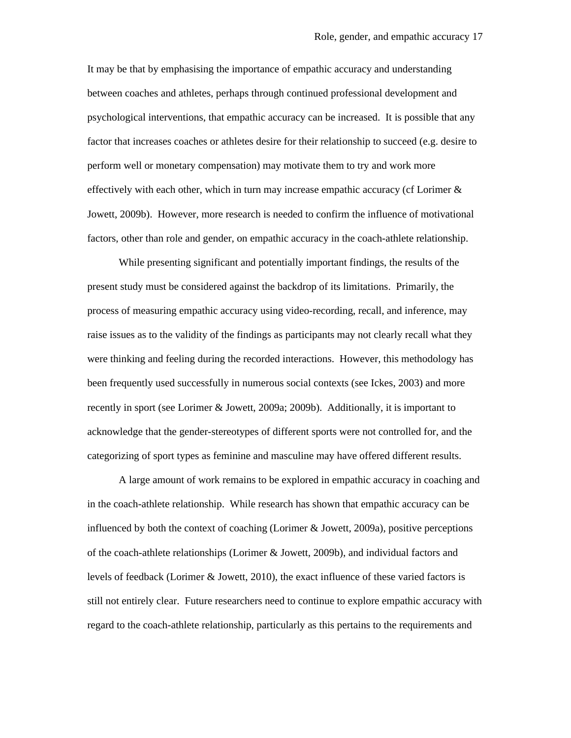It may be that by emphasising the importance of empathic accuracy and understanding between coaches and athletes, perhaps through continued professional development and psychological interventions, that empathic accuracy can be increased. It is possible that any factor that increases coaches or athletes desire for their relationship to succeed (e.g. desire to perform well or monetary compensation) may motivate them to try and work more effectively with each other, which in turn may increase empathic accuracy (cf Lorimer & Jowett, 2009b). However, more research is needed to confirm the influence of motivational factors, other than role and gender, on empathic accuracy in the coach-athlete relationship.

While presenting significant and potentially important findings, the results of the present study must be considered against the backdrop of its limitations. Primarily, the process of measuring empathic accuracy using video-recording, recall, and inference, may raise issues as to the validity of the findings as participants may not clearly recall what they were thinking and feeling during the recorded interactions. However, this methodology has been frequently used successfully in numerous social contexts (see Ickes, 2003) and more recently in sport (see Lorimer & Jowett, 2009a; 2009b). Additionally, it is important to acknowledge that the gender-stereotypes of different sports were not controlled for, and the categorizing of sport types as feminine and masculine may have offered different results.

A large amount of work remains to be explored in empathic accuracy in coaching and in the coach-athlete relationship. While research has shown that empathic accuracy can be influenced by both the context of coaching (Lorimer & Jowett, 2009a), positive perceptions of the coach-athlete relationships (Lorimer & Jowett, 2009b), and individual factors and levels of feedback (Lorimer & Jowett, 2010), the exact influence of these varied factors is still not entirely clear. Future researchers need to continue to explore empathic accuracy with regard to the coach-athlete relationship, particularly as this pertains to the requirements and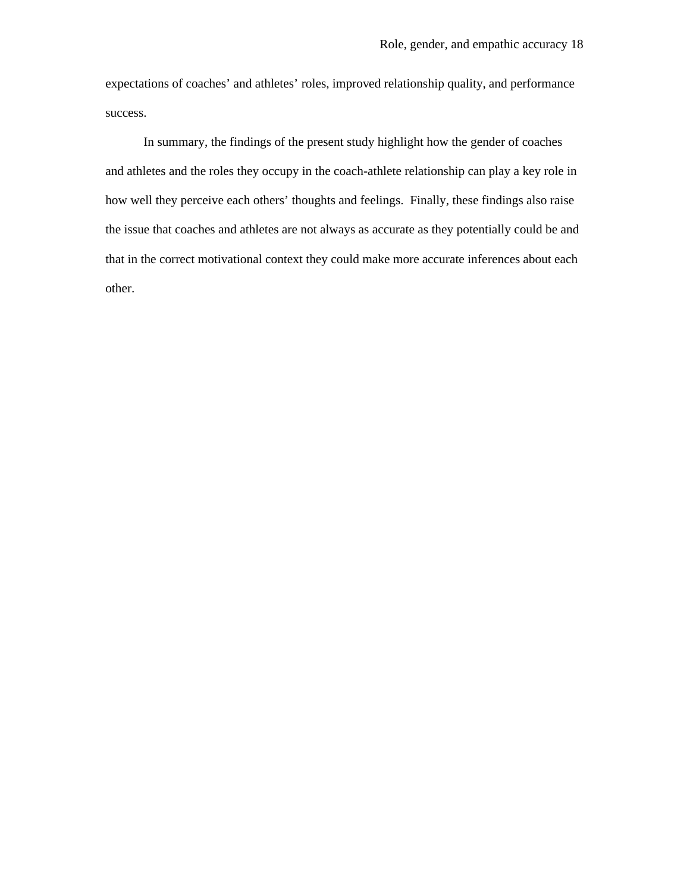expectations of coaches' and athletes' roles, improved relationship quality, and performance success.

In summary, the findings of the present study highlight how the gender of coaches and athletes and the roles they occupy in the coach-athlete relationship can play a key role in how well they perceive each others' thoughts and feelings. Finally, these findings also raise the issue that coaches and athletes are not always as accurate as they potentially could be and that in the correct motivational context they could make more accurate inferences about each other.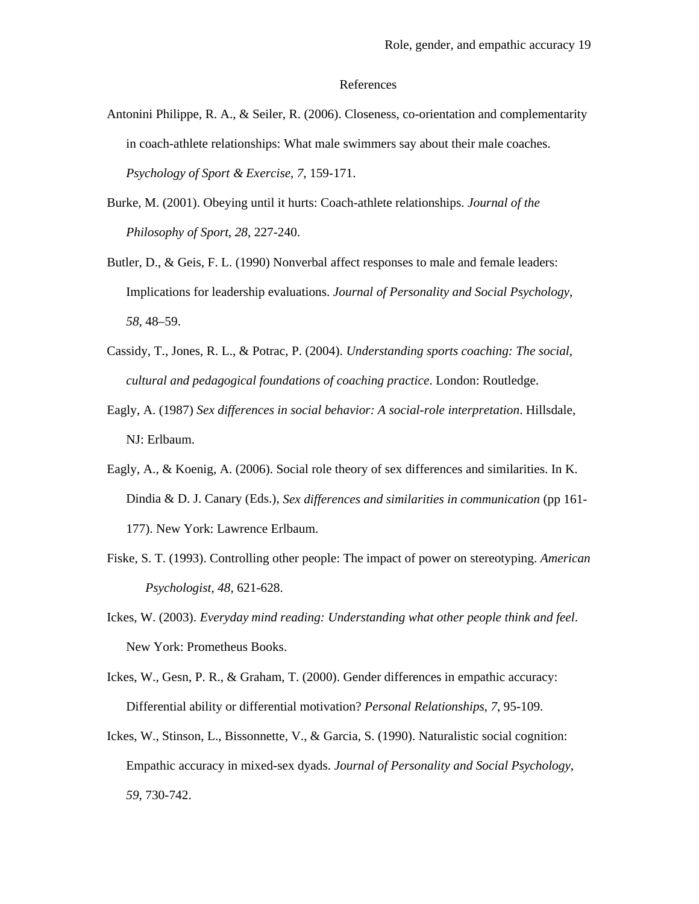# References

Antonini Philippe, R. A., & Seiler, R. (2006). Closeness, co-orientation and complementarity in coach-athlete relationships: What male swimmers say about their male coaches. *Psychology of Sport & Exercise*, *7*, 159-171.

Burke, M. (2001). Obeying until it hurts: Coach-athlete relationships. *Journal of the Philosophy of Sport*, *28*, 227-240.

Butler, D., & Geis, F. L. (1990) Nonverbal affect responses to male and female leaders: Implications for leadership evaluations. *Journal of Personality and Social Psychology*, *58*, 48–59.

Cassidy, T., Jones, R. L., & Potrac, P. (2004). *Understanding sports coaching: The social, cultural and pedagogical foundations of coaching practice*. London: Routledge.

Eagly, A. (1987) *Sex differences in social behavior: A social-role interpretation*. Hillsdale, NJ: Erlbaum.

Eagly, A., & Koenig, A. (2006). Social role theory of sex differences and similarities. In K. Dindia & D. J. Canary (Eds.), *Sex differences and similarities in communication* (pp 161-177). New York: Lawrence Erlbaum.

Fiske, S. T. (1993). Controlling other people: The impact of power on stereotyping. *American Psychologist*, *48*, 621-628.

Ickes, W. (2003). *Everyday mind reading: Understanding what other people think and feel*. New York: Prometheus Books.

Ickes, W., Gesn, P. R., & Graham, T. (2000). Gender differences in empathic accuracy: Differential ability or differential motivation? *Personal Relationships*, *7*, 95-109.

Ickes, W., Stinson, L., Bissonnette, V., & Garcia, S. (1990). Naturalistic social cognition: Empathic accuracy in mixed-sex dyads. *Journal of Personality and Social Psychology*, *59*, 730-742.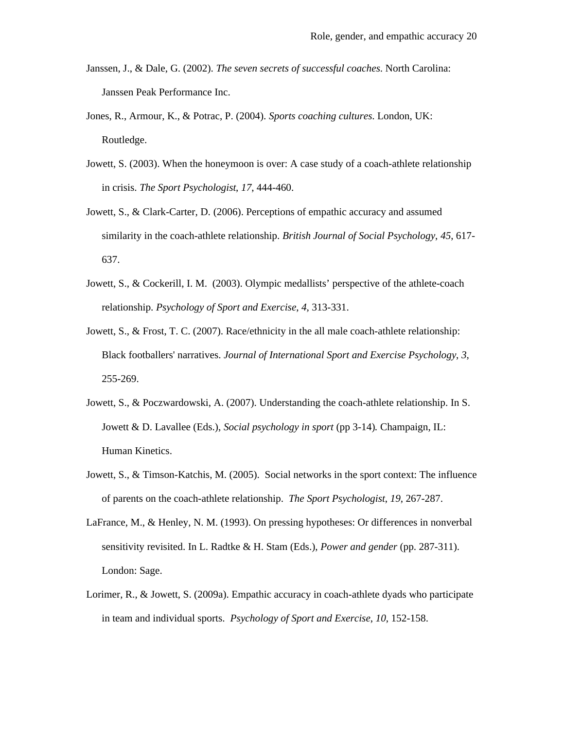Janssen, J., & Dale, G. (2002). *The seven secrets of successful coaches*. North Carolina: Janssen Peak Performance Inc.

Jones, R., Armour, K., & Potrac, P. (2004). *Sports coaching cultures*. London, UK: Routledge.

Jowett, S. (2003). When the honeymoon is over: A case study of a coach-athlete relationship in crisis. *The Sport Psychologist*, *17*, 444-460.

Jowett, S., & Clark-Carter, D. (2006). Perceptions of empathic accuracy and assumed similarity in the coach-athlete relationship. *British Journal of Social Psychology*, *45*, 617-637.

Jowett, S., & Cockerill, I. M. (2003). Olympic medallists' perspective of the athlete-coach relationship. *Psychology of Sport and Exercise*, *4*, 313-331.

Jowett, S., & Frost, T. C. (2007). Race/ethnicity in the all male coach-athlete relationship: Black footballers' narratives. *Journal of International Sport and Exercise Psychology*, *3*, 255-269.

Jowett, S., & Poczwardowski, A. (2007). Understanding the coach-athlete relationship. In S. Jowett & D. Lavallee (Eds.), *Social psychology in sport* (pp 3-14)*.* Champaign, IL: Human Kinetics.

Jowett, S., & Timson-Katchis, M. (2005). Social networks in the sport context: The influence of parents on the coach-athlete relationship. *The Sport Psychologist*, *19*, 267-287.

LaFrance, M., & Henley, N. M. (1993). On pressing hypotheses: Or differences in nonverbal sensitivity revisited. In L. Radtke & H. Stam (Eds.), *Power and gender* (pp. 287-311). London: Sage.

Lorimer, R., & Jowett, S. (2009a). Empathic accuracy in coach-athlete dyads who participate in team and individual sports. *Psychology of Sport and Exercise*, *10*, 152-158.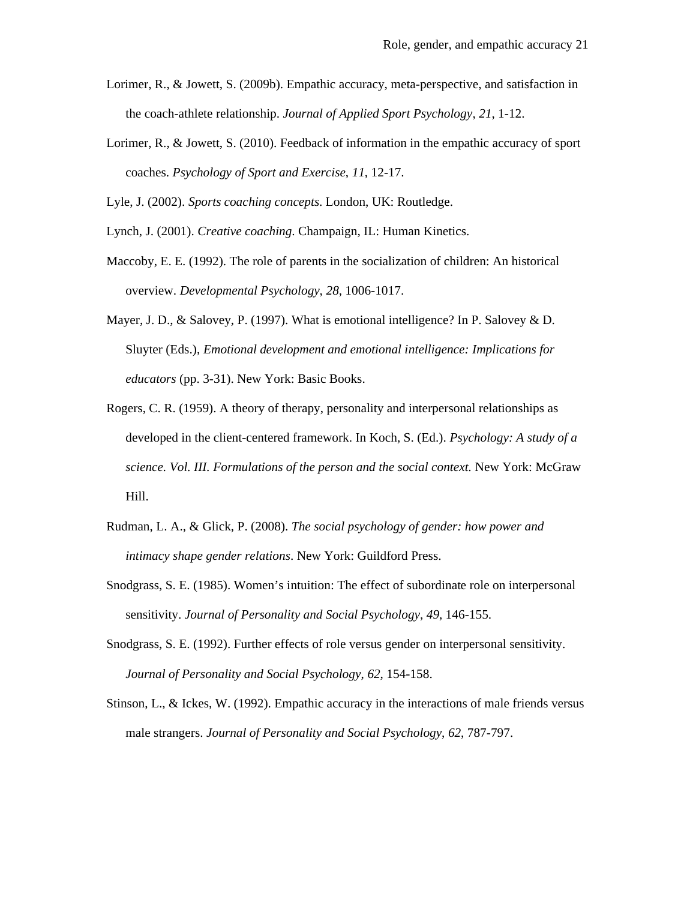Lorimer, R., & Jowett, S. (2009b). Empathic accuracy, meta-perspective, and satisfaction in the coach-athlete relationship. *Journal of Applied Sport Psychology*, *21*, 1-12.

Lorimer, R., & Jowett, S. (2010). Feedback of information in the empathic accuracy of sport coaches. *Psychology of Sport and Exercise*, *11*, 12-17.

Lyle, J. (2002). *Sports coaching concepts*. London, UK: Routledge.

Lynch, J. (2001). *Creative coaching*. Champaign, IL: Human Kinetics.

Maccoby, E. E. (1992). The role of parents in the socialization of children: An historical overview. *Developmental Psychology*, *28*, 1006-1017.

Mayer, J. D., & Salovey, P. (1997). What is emotional intelligence? In P. Salovey & D. Sluyter (Eds.), *Emotional development and emotional intelligence: Implications for educators* (pp. 3-31). New York: Basic Books.

Rogers, C. R. (1959). A theory of therapy, personality and interpersonal relationships as developed in the client-centered framework. In Koch, S. (Ed.). *Psychology: A study of a science. Vol. III. Formulations of the person and the social context.* New York: McGraw Hill.

Rudman, L. A., & Glick, P. (2008). *The social psychology of gender: how power and intimacy shape gender relations*. New York: Guildford Press.

Snodgrass, S. E. (1985). Women's intuition: The effect of subordinate role on interpersonal sensitivity. *Journal of Personality and Social Psychology*, *49*, 146-155.

Snodgrass, S. E. (1992). Further effects of role versus gender on interpersonal sensitivity. *Journal of Personality and Social Psychology*, *62*, 154-158.

Stinson, L., & Ickes, W. (1992). Empathic accuracy in the interactions of male friends versus male strangers. *Journal of Personality and Social Psychology*, *62*, 787-797.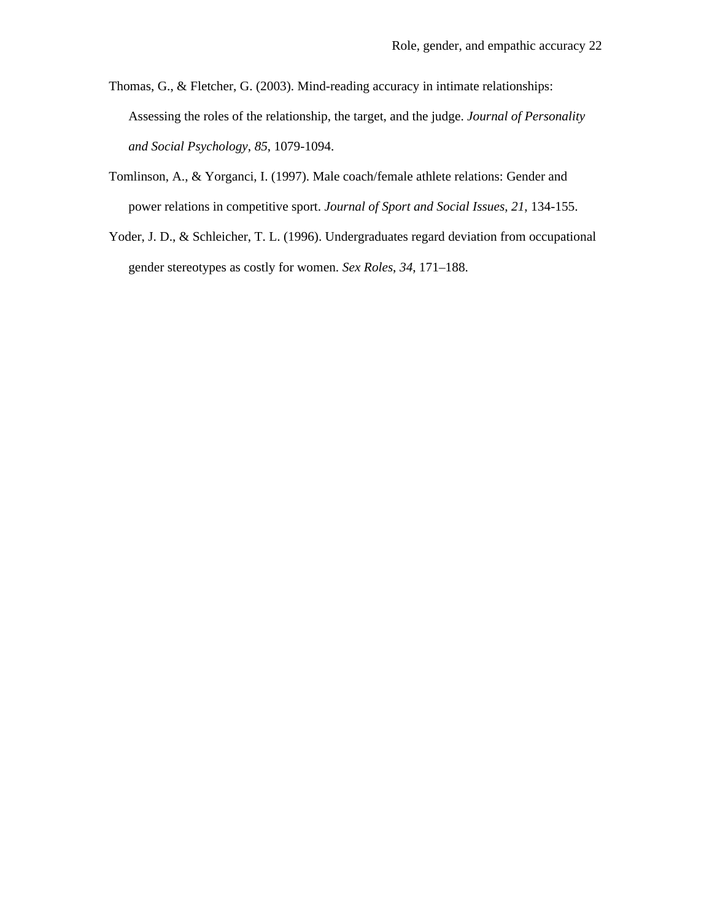Thomas, G., & Fletcher, G. (2003). Mind-reading accuracy in intimate relationships: Assessing the roles of the relationship, the target, and the judge. *Journal of Personality and Social Psychology*, *85*, 1079-1094.

Tomlinson, A., & Yorganci, I. (1997). Male coach/female athlete relations: Gender and power relations in competitive sport. *Journal of Sport and Social Issues*, *21*, 134-155.

Yoder, J. D., & Schleicher, T. L. (1996). Undergraduates regard deviation from occupational gender stereotypes as costly for women. *Sex Roles*, *34*, 171–188.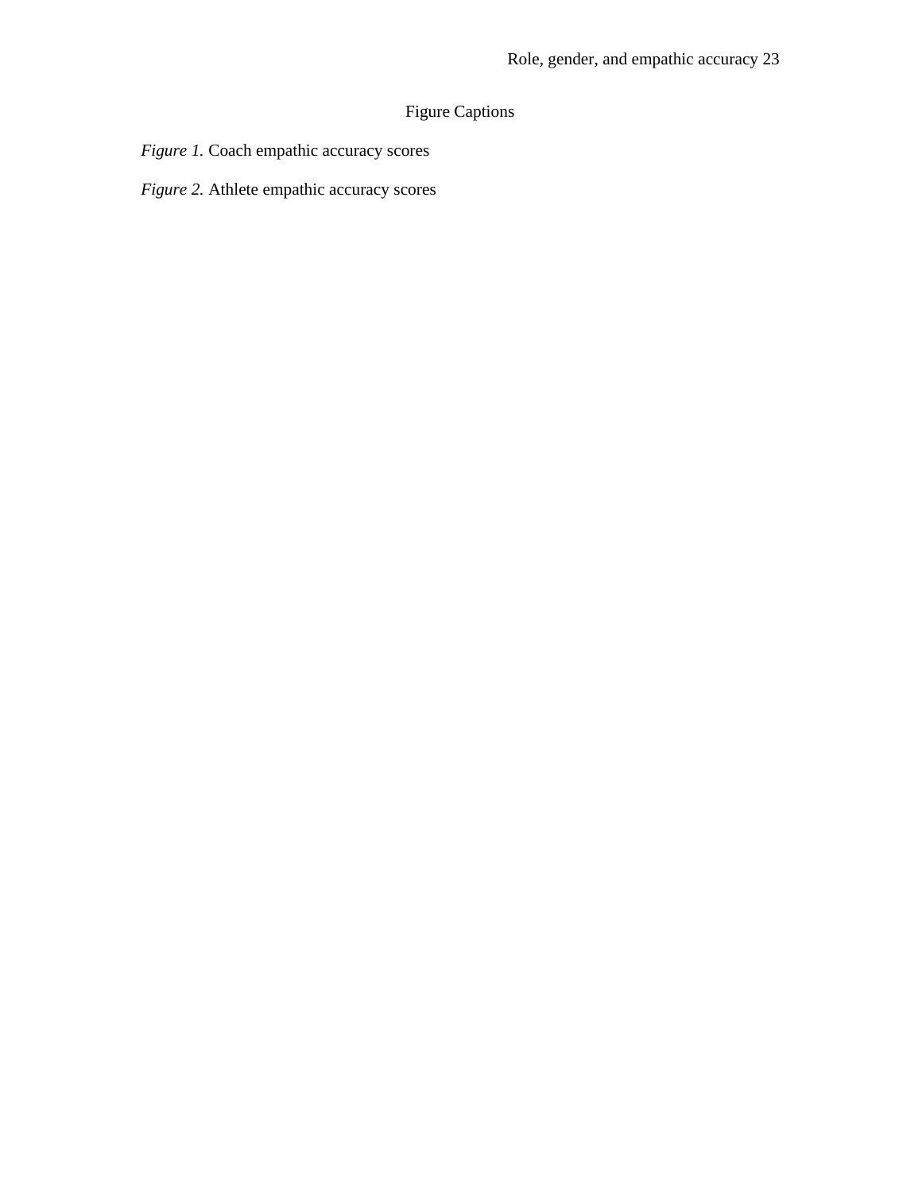# Figure Captions

*Figure 1.* Coach empathic accuracy scores

*Figure 2.* Athlete empathic accuracy scores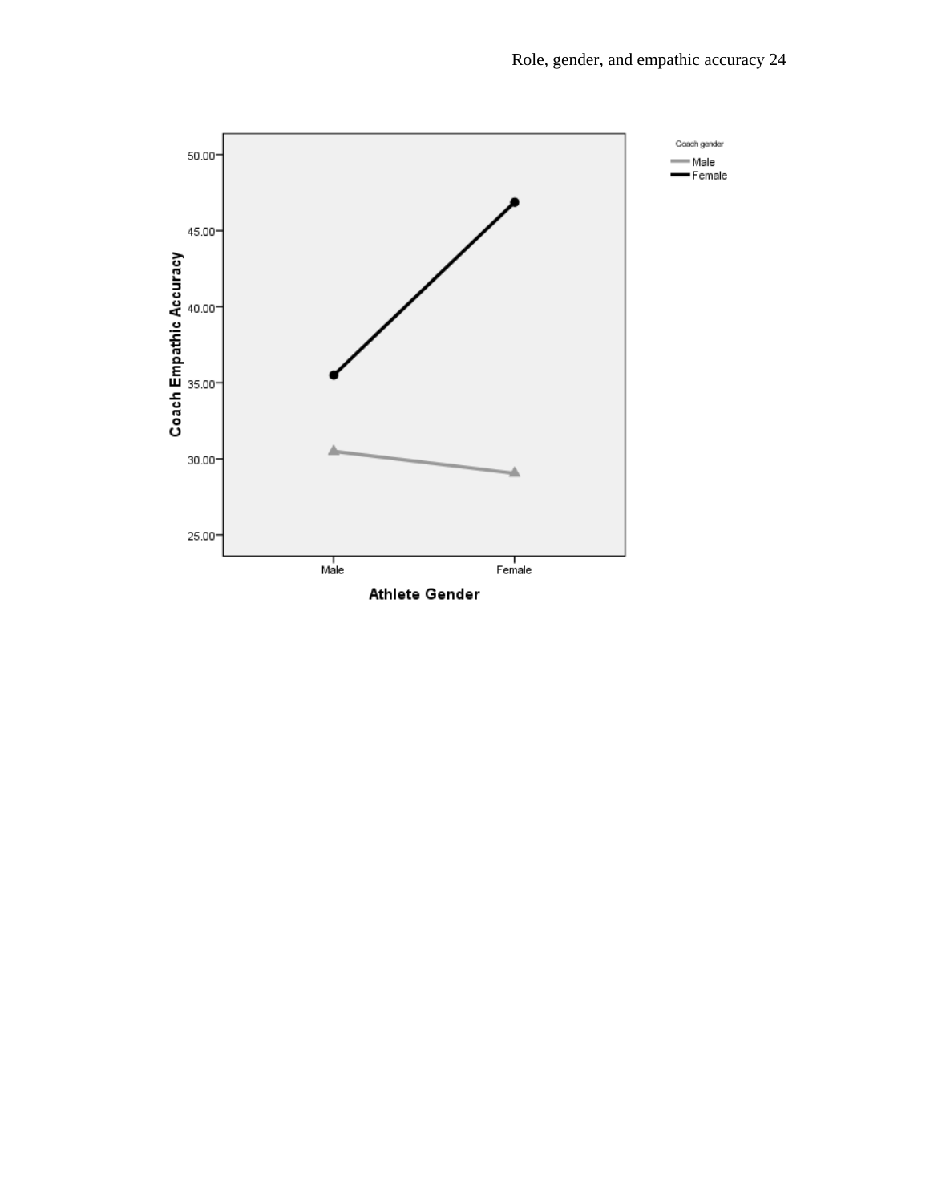Coach gender
- Male
- Female

Coach Empathic Accuracy

50.00
45.00
40.00
35.00
30.00
25.00

Male　　Female

Athlete Gender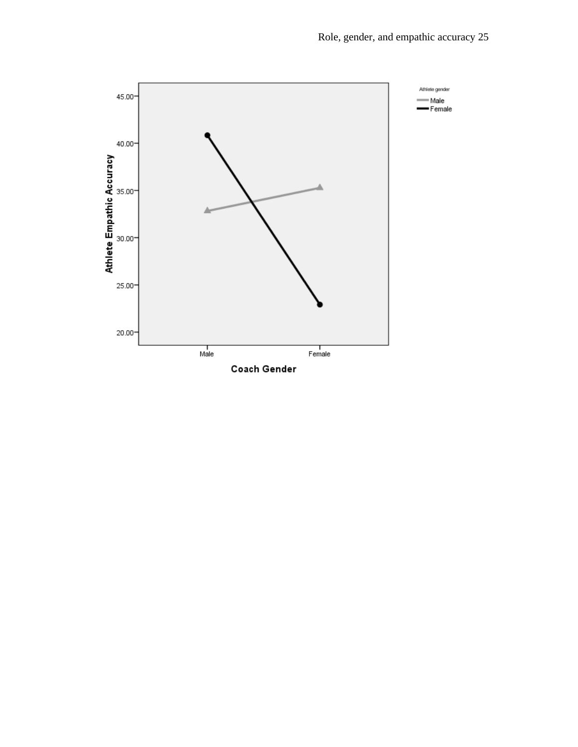Athlete gender

Male

Female

Athlete Empathic Accuracy

45.00

40.00

35.00

30.00

25.00

20.00

Male

Female

Coach Gender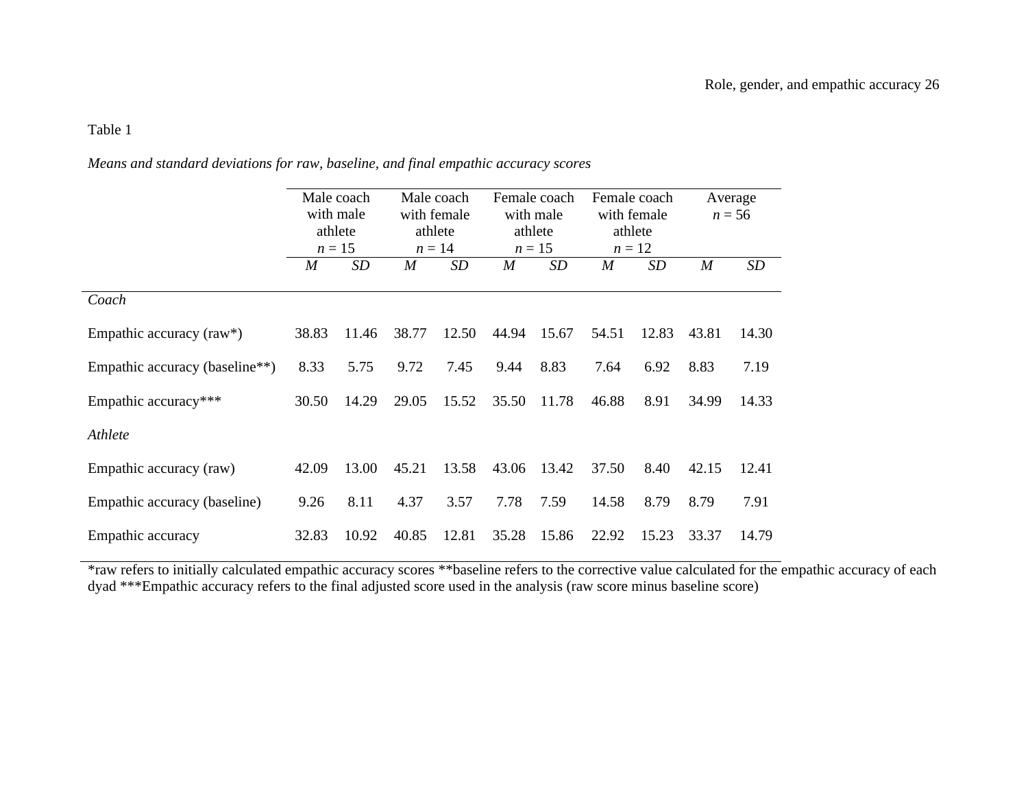Table 1

*Means and standard deviations for raw, baseline, and final empathic accuracy scores*

| | Male coach with male athlete $n$ = 15 | | Male coach with female athlete $n$ = 14 | | Female coach with male athlete $n$ = 15 | | Female coach with female athlete $n$ = 12 | | Average $n$ = 56 | |
|---|---|---|---|---|---|---|---|---|---|---|
| | *M* | *SD* | *M* | *SD* | *M* | *SD* | *M* | *SD* | *M* | *SD* |
| *Coach* | | | | | | | | | | |
| Empathic accuracy (raw*) | 38.83 | 11.46 | 38.77 | 12.50 | 44.94 | 15.67 | 54.51 | 12.83 | 43.81 | 14.30 |
| Empathic accuracy (baseline**) | 8.33 | 5.75 | 9.72 | 7.45 | 9.44 | 8.83 | 7.64 | 6.92 | 8.83 | 7.19 |
| Empathic accuracy*** | 30.50 | 14.29 | 29.05 | 15.52 | 35.50 | 11.78 | 46.88 | 8.91 | 34.99 | 14.33 |
| *Athlete* | | | | | | | | | | |
| Empathic accuracy (raw) | 42.09 | 13.00 | 45.21 | 13.58 | 43.06 | 13.42 | 37.50 | 8.40 | 42.15 | 12.41 |
| Empathic accuracy (baseline) | 9.26 | 8.11 | 4.37 | 3.57 | 7.78 | 7.59 | 14.58 | 8.79 | 8.79 | 7.91 |
| Empathic accuracy | 32.83 | 10.92 | 40.85 | 12.81 | 35.28 | 15.86 | 22.92 | 15.23 | 33.37 | 14.79 |

*raw refers to initially calculated empathic accuracy scores **baseline refers to the corrective value calculated for the empathic accuracy of each dyad ***Empathic accuracy refers to the final adjusted score used in the analysis (raw score minus baseline score)